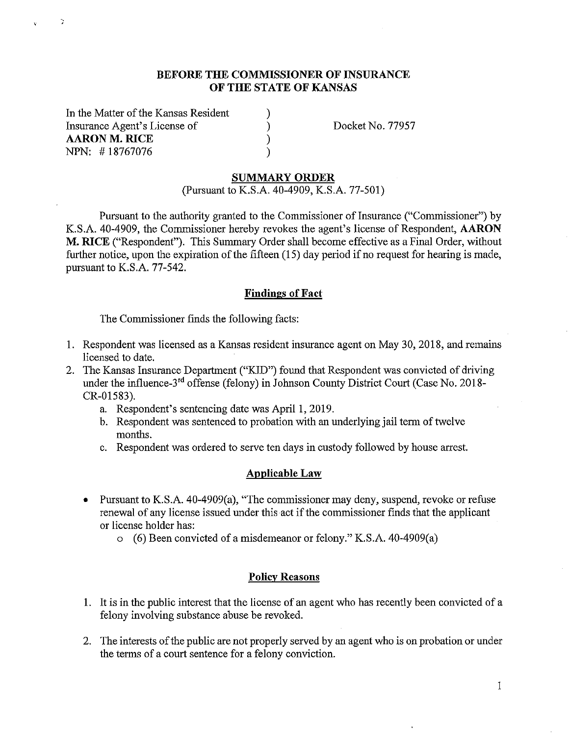**BEFORE THE COMMISSIONER OF INSURANCE**
**OF THE STATE OF KANSAS**

In the Matter of the Kansas Resident )
Insurance Agent's License of ) Docket No. 77957
**AARON M. RICE** )
NPN: # 18767076 )

## SUMMARY ORDER

(Pursuant to K.S.A. 40-4909, K.S.A. 77-501)

Pursuant to the authority granted to the Commissioner of Insurance ("Commissioner") by K.S.A. 40-4909, the Commissioner hereby revokes the agent's license of Respondent, **AARON M. RICE** ("Respondent"). This Summary Order shall become effective as a Final Order, without further notice, upon the expiration of the fifteen (15) day period if no request for hearing is made, pursuant to K.S.A. 77-542.

### Findings of Fact

The Commissioner finds the following facts:

1. Respondent was licensed as a Kansas resident insurance agent on May 30, 2018, and remains licensed to date.
2. The Kansas Insurance Department ("KID") found that Respondent was convicted of driving under the influence-3rd offense (felony) in Johnson County District Court (Case No. 2018-CR-01583).
   a. Respondent's sentencing date was April 1, 2019.
   b. Respondent was sentenced to probation with an underlying jail term of twelve months.
   c. Respondent was ordered to serve ten days in custody followed by house arrest.

### Applicable Law

- Pursuant to K.S.A. 40-4909(a), "The commissioner may deny, suspend, revoke or refuse renewal of any license issued under this act if the commissioner finds that the applicant or license holder has:
  - (6) Been convicted of a misdemeanor or felony." K.S.A. 40-4909(a)

### Policy Reasons

1. It is in the public interest that the license of an agent who has recently been convicted of a felony involving substance abuse be revoked.

2. The interests of the public are not properly served by an agent who is on probation or under the terms of a court sentence for a felony conviction.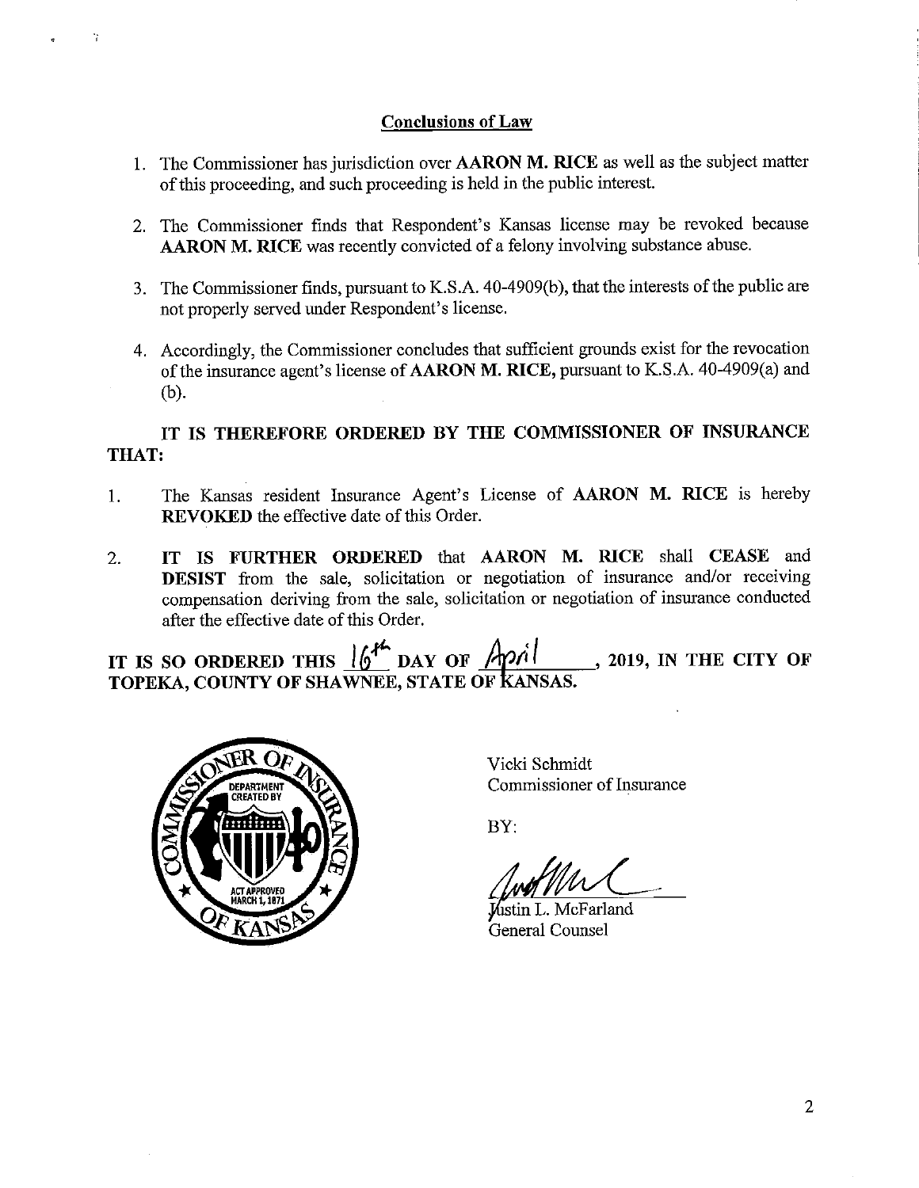## Conclusions of Law

1. The Commissioner has jurisdiction over **AARON M. RICE** as well as the subject matter of this proceeding, and such proceeding is held in the public interest.

2. The Commissioner finds that Respondent's Kansas license may be revoked because **AARON M. RICE** was recently convicted of a felony involving substance abuse.

3. The Commissioner finds, pursuant to K.S.A. 40-4909(b), that the interests of the public are not properly served under Respondent's license.

4. Accordingly, the Commissioner concludes that sufficient grounds exist for the revocation of the insurance agent's license of **AARON M. RICE,** pursuant to K.S.A. 40-4909(a) and (b).

**IT IS THEREFORE ORDERED BY THE COMMISSIONER OF INSURANCE THAT:**

1. The Kansas resident Insurance Agent's License of **AARON M. RICE** is hereby **REVOKED** the effective date of this Order.

2. **IT IS FURTHER ORDERED** that **AARON M. RICE** shall **CEASE** and **DESIST** from the sale, solicitation or negotiation of insurance and/or receiving compensation deriving from the sale, solicitation or negotiation of insurance conducted after the effective date of this Order.

**IT IS SO ORDERED THIS 16th DAY OF April, 2019, IN THE CITY OF TOPEKA, COUNTY OF SHAWNEE, STATE OF KANSAS.**

Vicki Schmidt
Commissioner of Insurance

BY:

Justin L. McFarland
General Counsel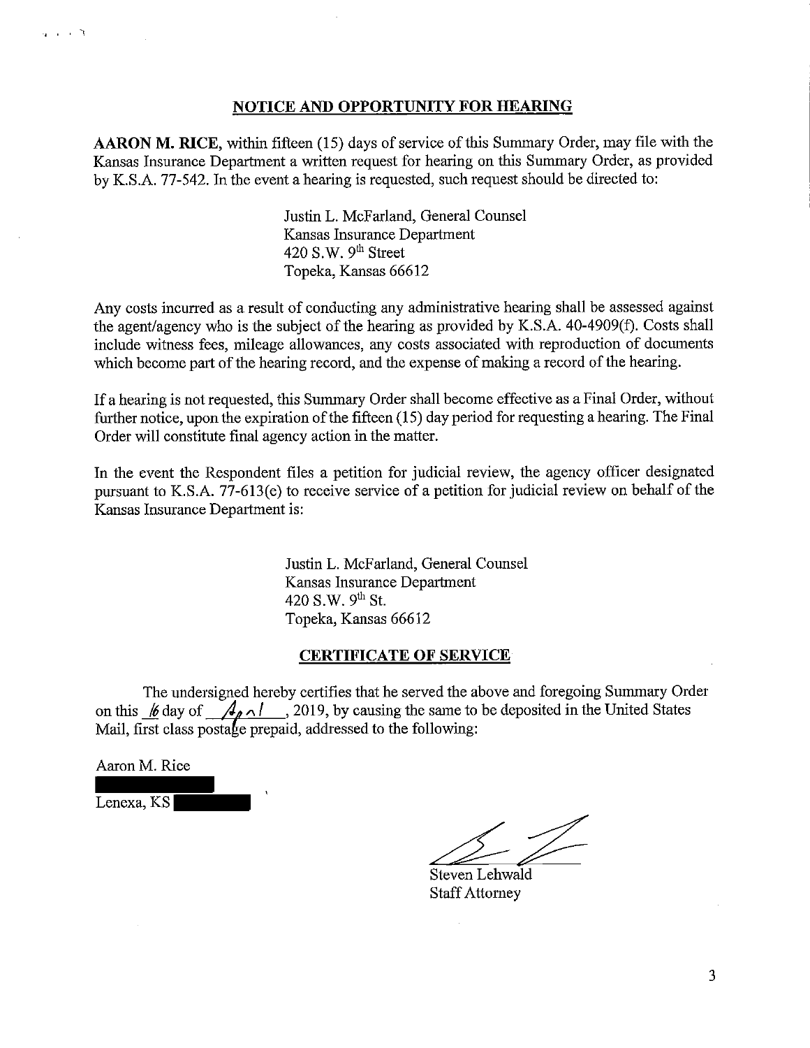## NOTICE AND OPPORTUNITY FOR HEARING

**AARON M. RICE**, within fifteen (15) days of service of this Summary Order, may file with the Kansas Insurance Department a written request for hearing on this Summary Order, as provided by K.S.A. 77-542. In the event a hearing is requested, such request should be directed to:

> Justin L. McFarland, General Counsel
> Kansas Insurance Department
> 420 S.W. 9th Street
> Topeka, Kansas 66612

Any costs incurred as a result of conducting any administrative hearing shall be assessed against the agent/agency who is the subject of the hearing as provided by K.S.A. 40-4909(f). Costs shall include witness fees, mileage allowances, any costs associated with reproduction of documents which become part of the hearing record, and the expense of making a record of the hearing.

If a hearing is not requested, this Summary Order shall become effective as a Final Order, without further notice, upon the expiration of the fifteen (15) day period for requesting a hearing. The Final Order will constitute final agency action in the matter.

In the event the Respondent files a petition for judicial review, the agency officer designated pursuant to K.S.A. 77-613(e) to receive service of a petition for judicial review on behalf of the Kansas Insurance Department is:

> Justin L. McFarland, General Counsel
> Kansas Insurance Department
> 420 S.W. 9th St.
> Topeka, Kansas 66612

## CERTIFICATE OF SERVICE

The undersigned hereby certifies that he served the above and foregoing Summary Order on this 16 day of April, 2019, by causing the same to be deposited in the United States Mail, first class postage prepaid, addressed to the following:

Aaron M. Rice
[REDACTED]
Lenexa, KS [REDACTED]

Steven Lehwald
Staff Attorney